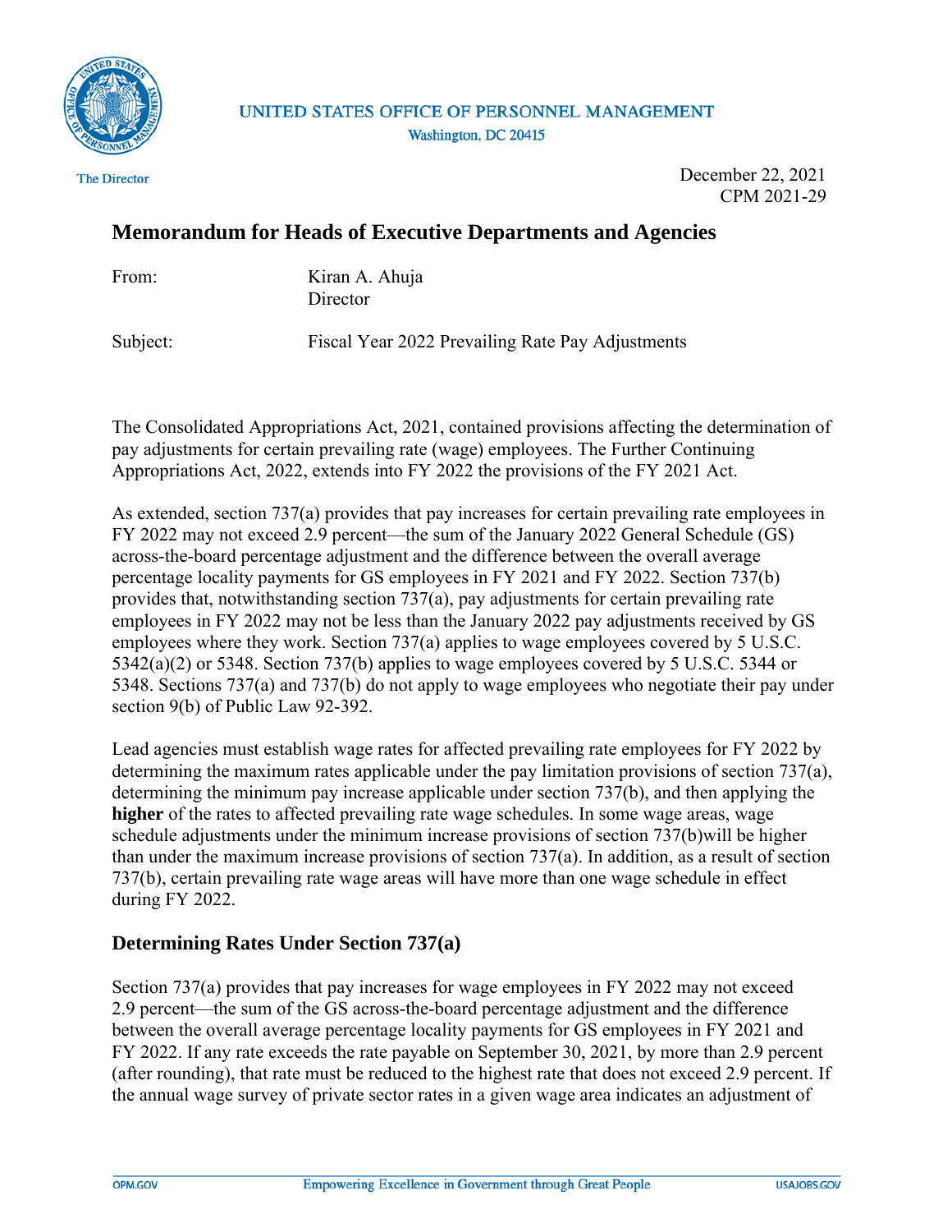UNITED STATES OFFICE OF PERSONNEL MANAGEMENT
Washington, DC 20415

The Director

December 22, 2021
CPM 2021-29

## Memorandum for Heads of Executive Departments and Agencies

From: Kiran A. Ahuja
Director

Subject: Fiscal Year 2022 Prevailing Rate Pay Adjustments

The Consolidated Appropriations Act, 2021, contained provisions affecting the determination of pay adjustments for certain prevailing rate (wage) employees. The Further Continuing Appropriations Act, 2022, extends into FY 2022 the provisions of the FY 2021 Act.

As extended, section 737(a) provides that pay increases for certain prevailing rate employees in FY 2022 may not exceed 2.9 percent—the sum of the January 2022 General Schedule (GS) across-the-board percentage adjustment and the difference between the overall average percentage locality payments for GS employees in FY 2021 and FY 2022. Section 737(b) provides that, notwithstanding section 737(a), pay adjustments for certain prevailing rate employees in FY 2022 may not be less than the January 2022 pay adjustments received by GS employees where they work. Section 737(a) applies to wage employees covered by 5 U.S.C. 5342(a)(2) or 5348. Section 737(b) applies to wage employees covered by 5 U.S.C. 5344 or 5348. Sections 737(a) and 737(b) do not apply to wage employees who negotiate their pay under section 9(b) of Public Law 92-392.

Lead agencies must establish wage rates for affected prevailing rate employees for FY 2022 by determining the maximum rates applicable under the pay limitation provisions of section 737(a), determining the minimum pay increase applicable under section 737(b), and then applying the **higher** of the rates to affected prevailing rate wage schedules. In some wage areas, wage schedule adjustments under the minimum increase provisions of section 737(b)will be higher than under the maximum increase provisions of section 737(a). In addition, as a result of section 737(b), certain prevailing rate wage areas will have more than one wage schedule in effect during FY 2022.

### Determining Rates Under Section 737(a)

Section 737(a) provides that pay increases for wage employees in FY 2022 may not exceed 2.9 percent—the sum of the GS across-the-board percentage adjustment and the difference between the overall average percentage locality payments for GS employees in FY 2021 and FY 2022. If any rate exceeds the rate payable on September 30, 2021, by more than 2.9 percent (after rounding), that rate must be reduced to the highest rate that does not exceed 2.9 percent. If the annual wage survey of private sector rates in a given wage area indicates an adjustment of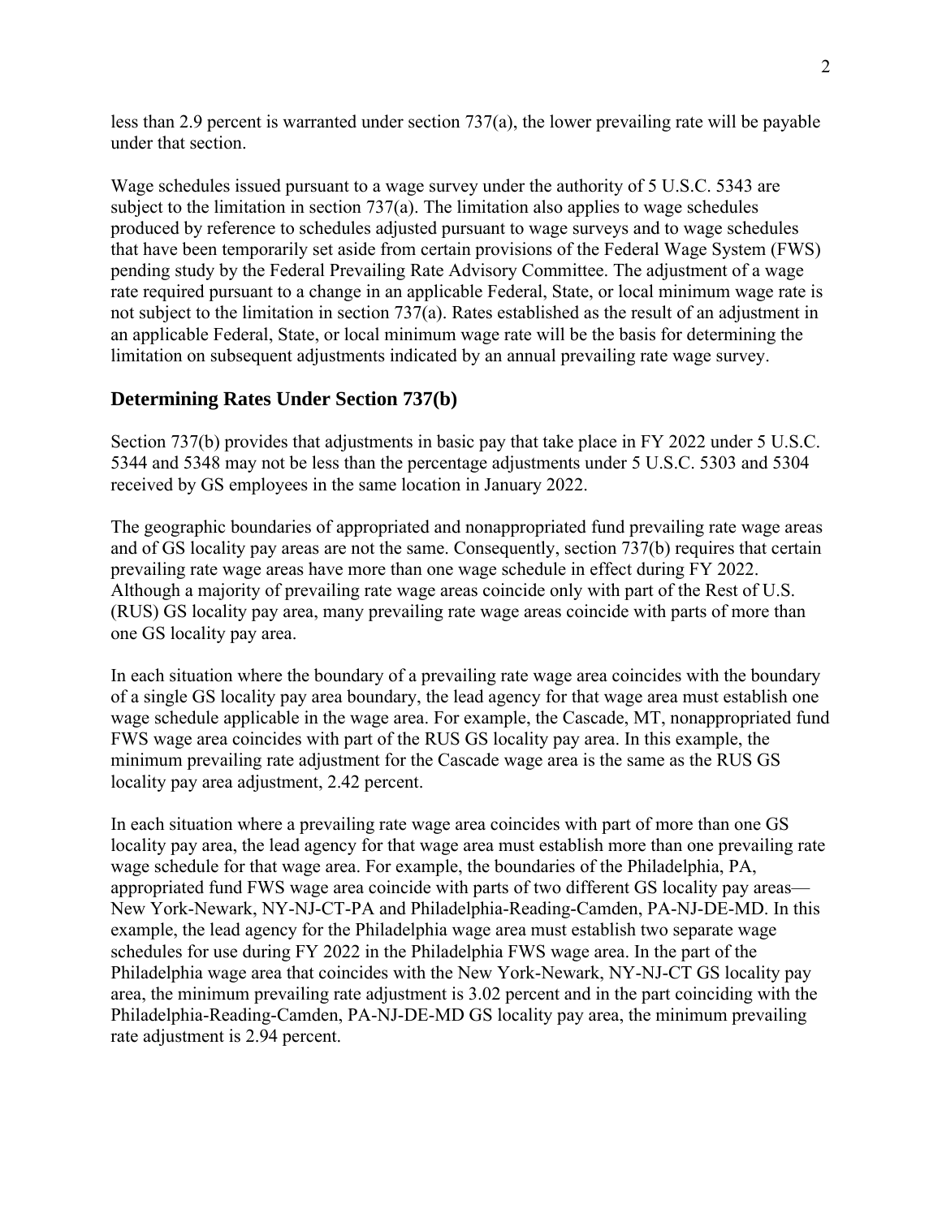less than 2.9 percent is warranted under section 737(a), the lower prevailing rate will be payable under that section.

Wage schedules issued pursuant to a wage survey under the authority of 5 U.S.C. 5343 are subject to the limitation in section 737(a). The limitation also applies to wage schedules produced by reference to schedules adjusted pursuant to wage surveys and to wage schedules that have been temporarily set aside from certain provisions of the Federal Wage System (FWS) pending study by the Federal Prevailing Rate Advisory Committee. The adjustment of a wage rate required pursuant to a change in an applicable Federal, State, or local minimum wage rate is not subject to the limitation in section 737(a). Rates established as the result of an adjustment in an applicable Federal, State, or local minimum wage rate will be the basis for determining the limitation on subsequent adjustments indicated by an annual prevailing rate wage survey.

## Determining Rates Under Section 737(b)

Section 737(b) provides that adjustments in basic pay that take place in FY 2022 under 5 U.S.C. 5344 and 5348 may not be less than the percentage adjustments under 5 U.S.C. 5303 and 5304 received by GS employees in the same location in January 2022.

The geographic boundaries of appropriated and nonappropriated fund prevailing rate wage areas and of GS locality pay areas are not the same. Consequently, section 737(b) requires that certain prevailing rate wage areas have more than one wage schedule in effect during FY 2022. Although a majority of prevailing rate wage areas coincide only with part of the Rest of U.S. (RUS) GS locality pay area, many prevailing rate wage areas coincide with parts of more than one GS locality pay area.

In each situation where the boundary of a prevailing rate wage area coincides with the boundary of a single GS locality pay area boundary, the lead agency for that wage area must establish one wage schedule applicable in the wage area. For example, the Cascade, MT, nonappropriated fund FWS wage area coincides with part of the RUS GS locality pay area. In this example, the minimum prevailing rate adjustment for the Cascade wage area is the same as the RUS GS locality pay area adjustment, 2.42 percent.

In each situation where a prevailing rate wage area coincides with part of more than one GS locality pay area, the lead agency for that wage area must establish more than one prevailing rate wage schedule for that wage area. For example, the boundaries of the Philadelphia, PA, appropriated fund FWS wage area coincide with parts of two different GS locality pay areas—New York-Newark, NY-NJ-CT-PA and Philadelphia-Reading-Camden, PA-NJ-DE-MD. In this example, the lead agency for the Philadelphia wage area must establish two separate wage schedules for use during FY 2022 in the Philadelphia FWS wage area. In the part of the Philadelphia wage area that coincides with the New York-Newark, NY-NJ-CT GS locality pay area, the minimum prevailing rate adjustment is 3.02 percent and in the part coinciding with the Philadelphia-Reading-Camden, PA-NJ-DE-MD GS locality pay area, the minimum prevailing rate adjustment is 2.94 percent.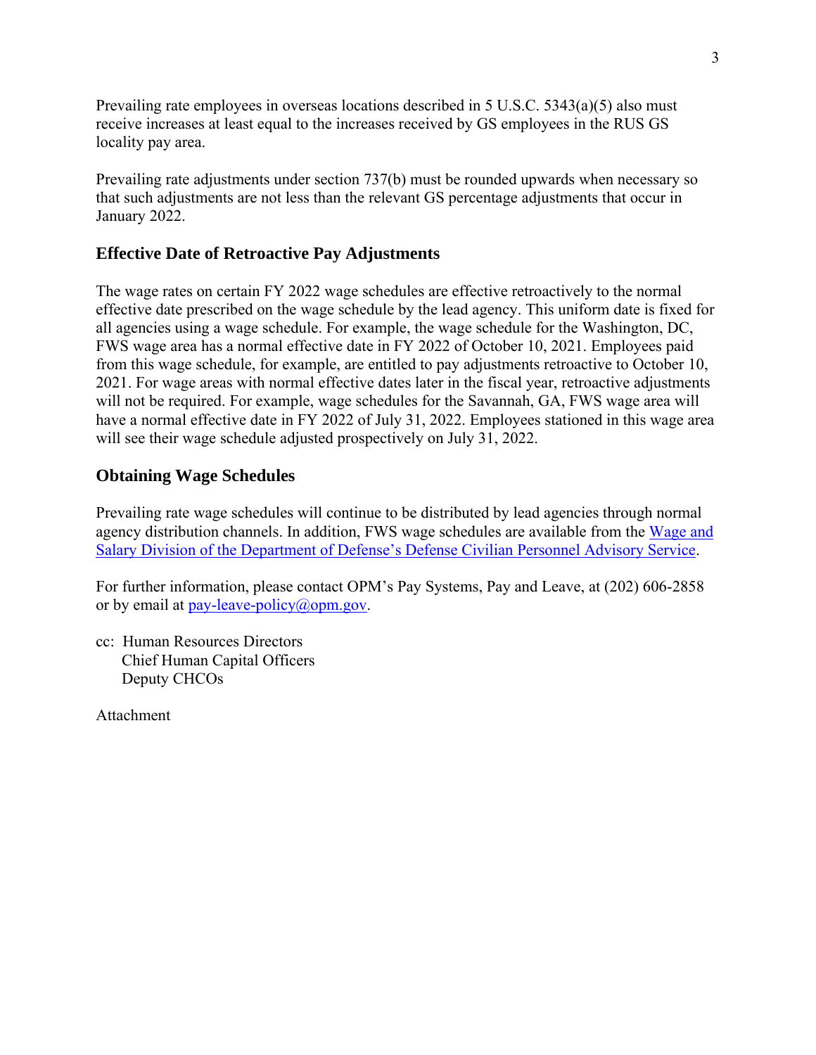Prevailing rate employees in overseas locations described in 5 U.S.C. 5343(a)(5) also must receive increases at least equal to the increases received by GS employees in the RUS GS locality pay area.

Prevailing rate adjustments under section 737(b) must be rounded upwards when necessary so that such adjustments are not less than the relevant GS percentage adjustments that occur in January 2022.

## Effective Date of Retroactive Pay Adjustments

The wage rates on certain FY 2022 wage schedules are effective retroactively to the normal effective date prescribed on the wage schedule by the lead agency. This uniform date is fixed for all agencies using a wage schedule. For example, the wage schedule for the Washington, DC, FWS wage area has a normal effective date in FY 2022 of October 10, 2021. Employees paid from this wage schedule, for example, are entitled to pay adjustments retroactive to October 10, 2021. For wage areas with normal effective dates later in the fiscal year, retroactive adjustments will not be required. For example, wage schedules for the Savannah, GA, FWS wage area will have a normal effective date in FY 2022 of July 31, 2022. Employees stationed in this wage area will see their wage schedule adjusted prospectively on July 31, 2022.

## Obtaining Wage Schedules

Prevailing rate wage schedules will continue to be distributed by lead agencies through normal agency distribution channels. In addition, FWS wage schedules are available from the Wage and Salary Division of the Department of Defense's Defense Civilian Personnel Advisory Service.

For further information, please contact OPM's Pay Systems, Pay and Leave, at (202) 606-2858 or by email at pay-leave-policy@opm.gov.

cc: Human Resources Directors
Chief Human Capital Officers
Deputy CHCOs

Attachment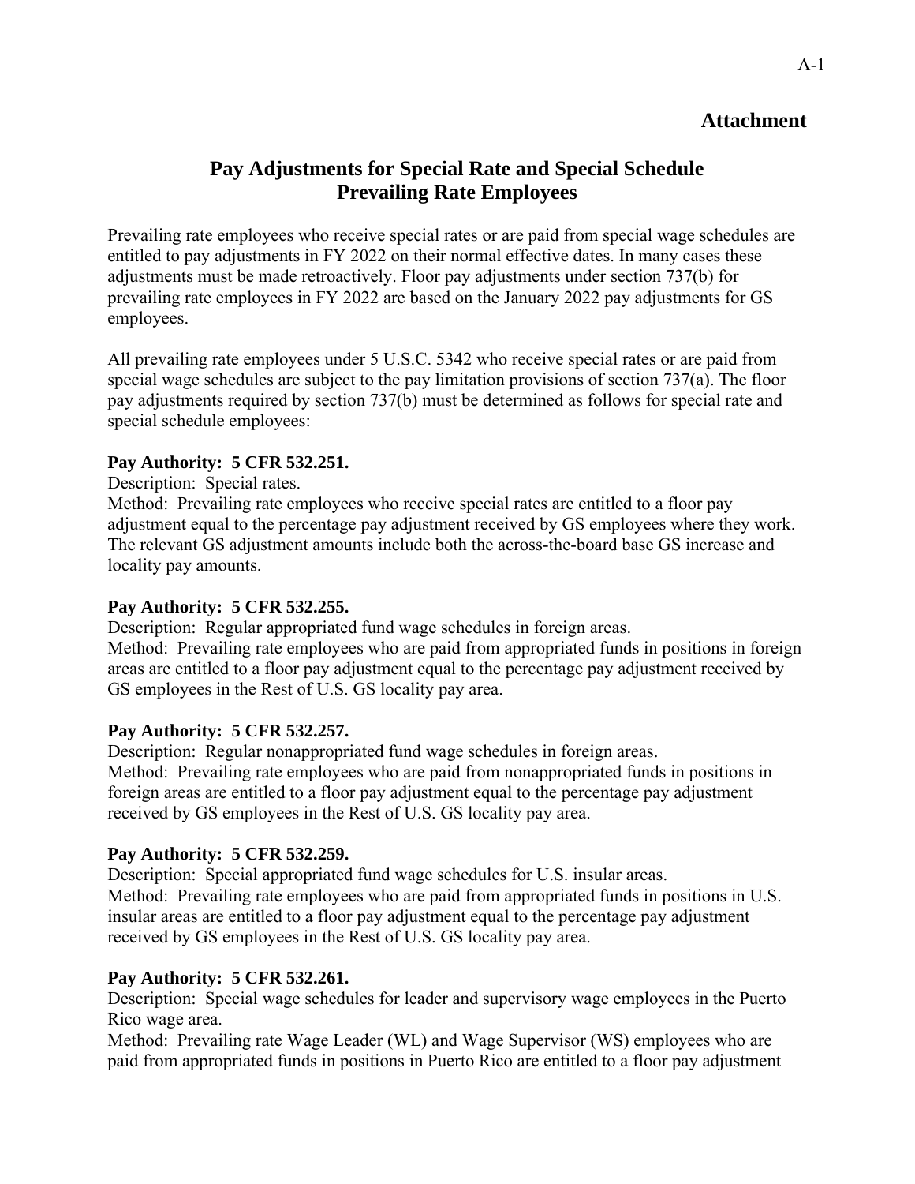## Attachment

# Pay Adjustments for Special Rate and Special Schedule Prevailing Rate Employees

Prevailing rate employees who receive special rates or are paid from special wage schedules are entitled to pay adjustments in FY 2022 on their normal effective dates. In many cases these adjustments must be made retroactively. Floor pay adjustments under section 737(b) for prevailing rate employees in FY 2022 are based on the January 2022 pay adjustments for GS employees.

All prevailing rate employees under 5 U.S.C. 5342 who receive special rates or are paid from special wage schedules are subject to the pay limitation provisions of section 737(a). The floor pay adjustments required by section 737(b) must be determined as follows for special rate and special schedule employees:

**Pay Authority: 5 CFR 532.251.**
Description: Special rates.
Method: Prevailing rate employees who receive special rates are entitled to a floor pay adjustment equal to the percentage pay adjustment received by GS employees where they work. The relevant GS adjustment amounts include both the across-the-board base GS increase and locality pay amounts.

**Pay Authority: 5 CFR 532.255.**
Description: Regular appropriated fund wage schedules in foreign areas.
Method: Prevailing rate employees who are paid from appropriated funds in positions in foreign areas are entitled to a floor pay adjustment equal to the percentage pay adjustment received by GS employees in the Rest of U.S. GS locality pay area.

**Pay Authority: 5 CFR 532.257.**
Description: Regular nonappropriated fund wage schedules in foreign areas.
Method: Prevailing rate employees who are paid from nonappropriated funds in positions in foreign areas are entitled to a floor pay adjustment equal to the percentage pay adjustment received by GS employees in the Rest of U.S. GS locality pay area.

**Pay Authority: 5 CFR 532.259.**
Description: Special appropriated fund wage schedules for U.S. insular areas.
Method: Prevailing rate employees who are paid from appropriated funds in positions in U.S. insular areas are entitled to a floor pay adjustment equal to the percentage pay adjustment received by GS employees in the Rest of U.S. GS locality pay area.

**Pay Authority: 5 CFR 532.261.**
Description: Special wage schedules for leader and supervisory wage employees in the Puerto Rico wage area.
Method: Prevailing rate Wage Leader (WL) and Wage Supervisor (WS) employees who are paid from appropriated funds in positions in Puerto Rico are entitled to a floor pay adjustment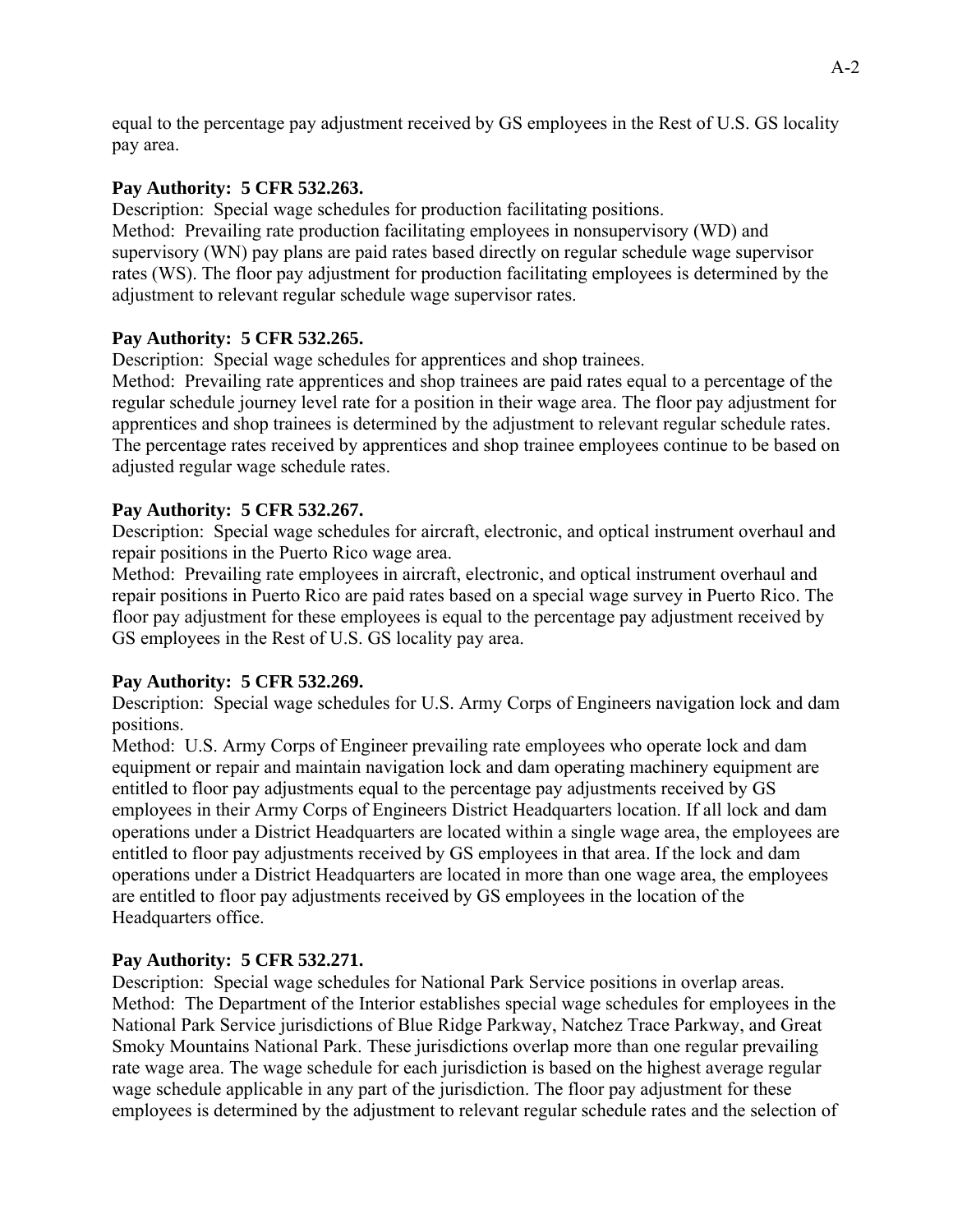equal to the percentage pay adjustment received by GS employees in the Rest of U.S. GS locality pay area.

**Pay Authority: 5 CFR 532.263.**
Description: Special wage schedules for production facilitating positions.
Method: Prevailing rate production facilitating employees in nonsupervisory (WD) and supervisory (WN) pay plans are paid rates based directly on regular schedule wage supervisor rates (WS). The floor pay adjustment for production facilitating employees is determined by the adjustment to relevant regular schedule wage supervisor rates.

**Pay Authority: 5 CFR 532.265.**
Description: Special wage schedules for apprentices and shop trainees.
Method: Prevailing rate apprentices and shop trainees are paid rates equal to a percentage of the regular schedule journey level rate for a position in their wage area. The floor pay adjustment for apprentices and shop trainees is determined by the adjustment to relevant regular schedule rates. The percentage rates received by apprentices and shop trainee employees continue to be based on adjusted regular wage schedule rates.

**Pay Authority: 5 CFR 532.267.**
Description: Special wage schedules for aircraft, electronic, and optical instrument overhaul and repair positions in the Puerto Rico wage area.
Method: Prevailing rate employees in aircraft, electronic, and optical instrument overhaul and repair positions in Puerto Rico are paid rates based on a special wage survey in Puerto Rico. The floor pay adjustment for these employees is equal to the percentage pay adjustment received by GS employees in the Rest of U.S. GS locality pay area.

**Pay Authority: 5 CFR 532.269.**
Description: Special wage schedules for U.S. Army Corps of Engineers navigation lock and dam positions.
Method: U.S. Army Corps of Engineer prevailing rate employees who operate lock and dam equipment or repair and maintain navigation lock and dam operating machinery equipment are entitled to floor pay adjustments equal to the percentage pay adjustments received by GS employees in their Army Corps of Engineers District Headquarters location. If all lock and dam operations under a District Headquarters are located within a single wage area, the employees are entitled to floor pay adjustments received by GS employees in that area. If the lock and dam operations under a District Headquarters are located in more than one wage area, the employees are entitled to floor pay adjustments received by GS employees in the location of the Headquarters office.

**Pay Authority: 5 CFR 532.271.**
Description: Special wage schedules for National Park Service positions in overlap areas.
Method: The Department of the Interior establishes special wage schedules for employees in the National Park Service jurisdictions of Blue Ridge Parkway, Natchez Trace Parkway, and Great Smoky Mountains National Park. These jurisdictions overlap more than one regular prevailing rate wage area. The wage schedule for each jurisdiction is based on the highest average regular wage schedule applicable in any part of the jurisdiction. The floor pay adjustment for these employees is determined by the adjustment to relevant regular schedule rates and the selection of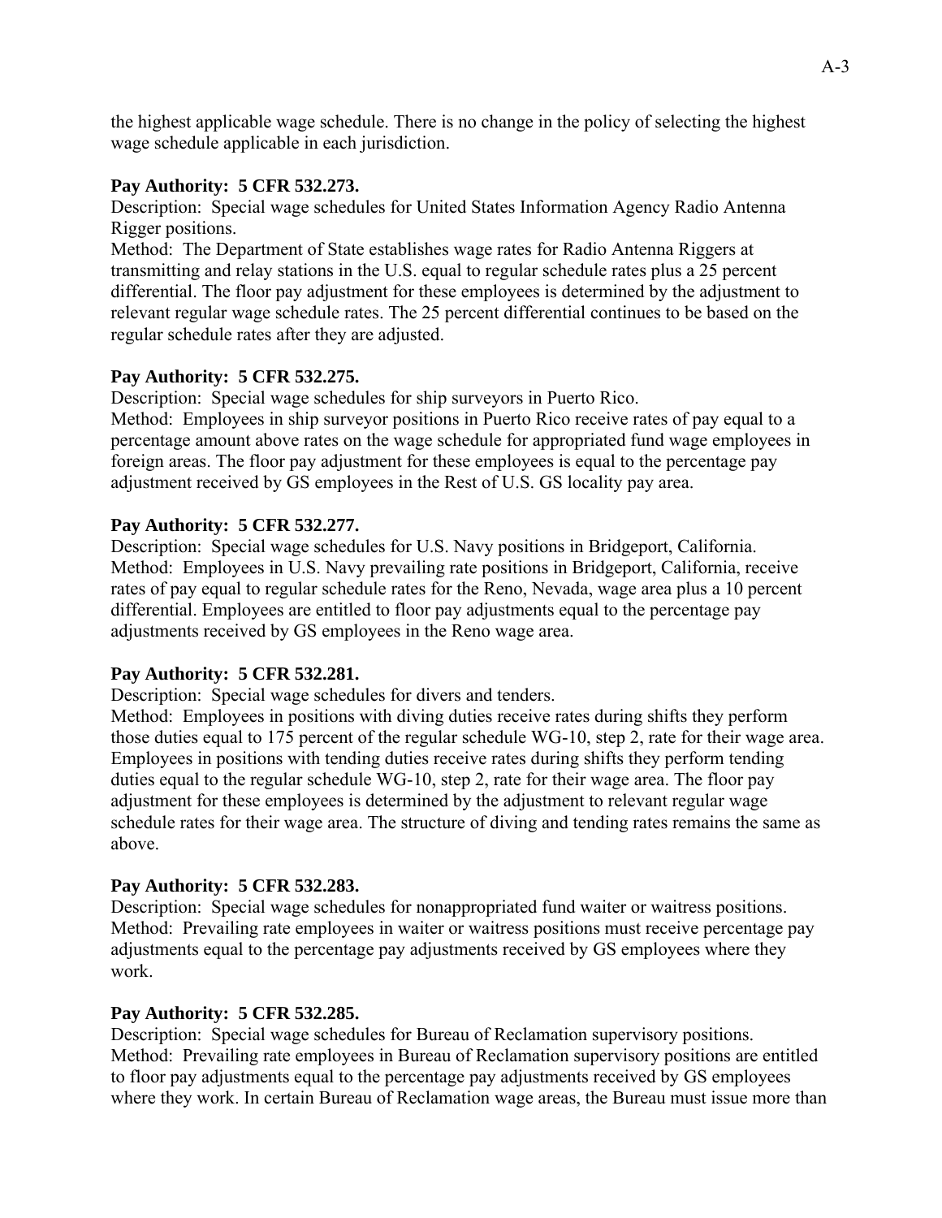the highest applicable wage schedule. There is no change in the policy of selecting the highest wage schedule applicable in each jurisdiction.

**Pay Authority: 5 CFR 532.273.**
Description: Special wage schedules for United States Information Agency Radio Antenna Rigger positions.
Method: The Department of State establishes wage rates for Radio Antenna Riggers at transmitting and relay stations in the U.S. equal to regular schedule rates plus a 25 percent differential. The floor pay adjustment for these employees is determined by the adjustment to relevant regular wage schedule rates. The 25 percent differential continues to be based on the regular schedule rates after they are adjusted.

**Pay Authority: 5 CFR 532.275.**
Description: Special wage schedules for ship surveyors in Puerto Rico.
Method: Employees in ship surveyor positions in Puerto Rico receive rates of pay equal to a percentage amount above rates on the wage schedule for appropriated fund wage employees in foreign areas. The floor pay adjustment for these employees is equal to the percentage pay adjustment received by GS employees in the Rest of U.S. GS locality pay area.

**Pay Authority: 5 CFR 532.277.**
Description: Special wage schedules for U.S. Navy positions in Bridgeport, California.
Method: Employees in U.S. Navy prevailing rate positions in Bridgeport, California, receive rates of pay equal to regular schedule rates for the Reno, Nevada, wage area plus a 10 percent differential. Employees are entitled to floor pay adjustments equal to the percentage pay adjustments received by GS employees in the Reno wage area.

**Pay Authority: 5 CFR 532.281.**
Description: Special wage schedules for divers and tenders.
Method: Employees in positions with diving duties receive rates during shifts they perform those duties equal to 175 percent of the regular schedule WG-10, step 2, rate for their wage area. Employees in positions with tending duties receive rates during shifts they perform tending duties equal to the regular schedule WG-10, step 2, rate for their wage area. The floor pay adjustment for these employees is determined by the adjustment to relevant regular wage schedule rates for their wage area. The structure of diving and tending rates remains the same as above.

**Pay Authority: 5 CFR 532.283.**
Description: Special wage schedules for nonappropriated fund waiter or waitress positions.
Method: Prevailing rate employees in waiter or waitress positions must receive percentage pay adjustments equal to the percentage pay adjustments received by GS employees where they work.

**Pay Authority: 5 CFR 532.285.**
Description: Special wage schedules for Bureau of Reclamation supervisory positions.
Method: Prevailing rate employees in Bureau of Reclamation supervisory positions are entitled to floor pay adjustments equal to the percentage pay adjustments received by GS employees where they work. In certain Bureau of Reclamation wage areas, the Bureau must issue more than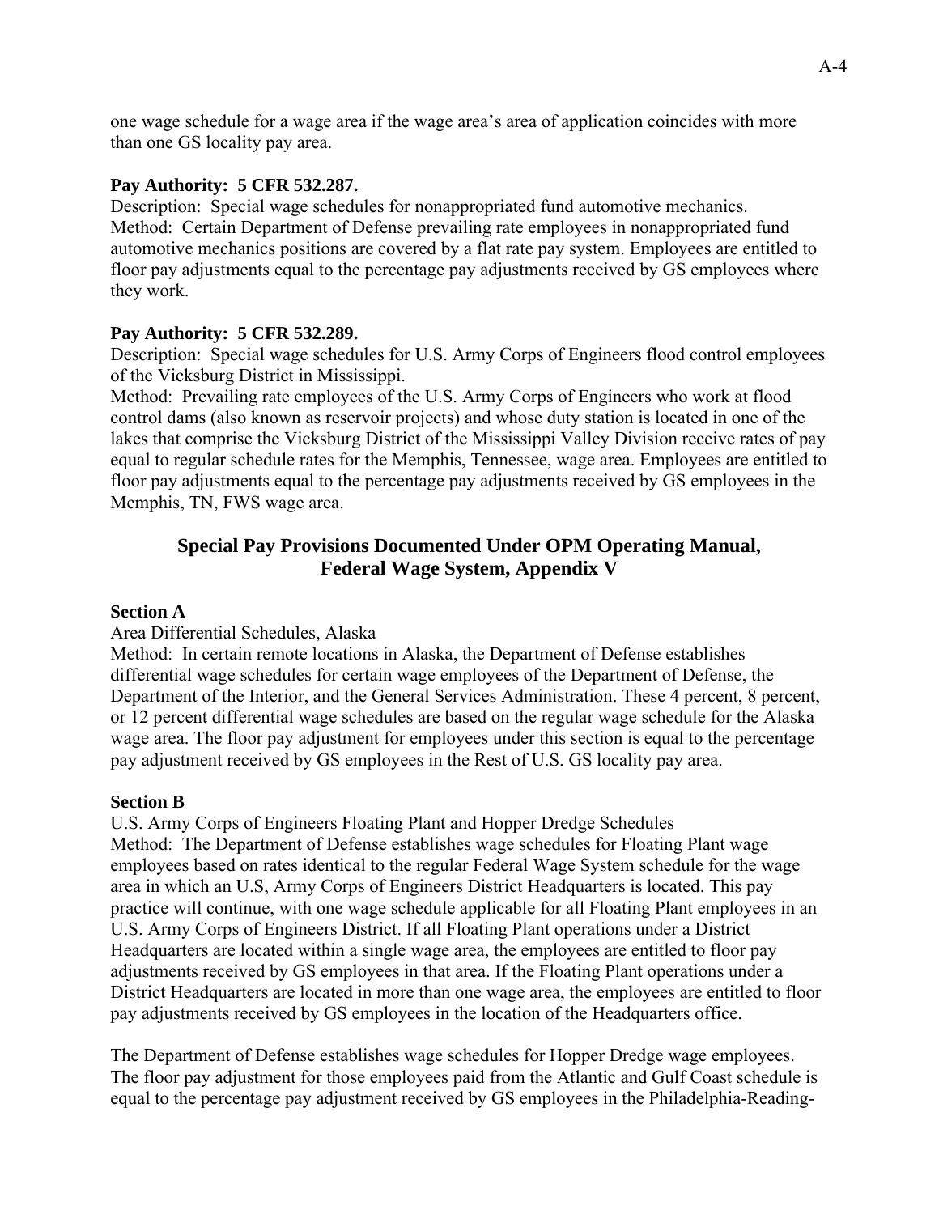one wage schedule for a wage area if the wage area's area of application coincides with more than one GS locality pay area.

**Pay Authority: 5 CFR 532.287.**
Description: Special wage schedules for nonappropriated fund automotive mechanics.
Method: Certain Department of Defense prevailing rate employees in nonappropriated fund automotive mechanics positions are covered by a flat rate pay system. Employees are entitled to floor pay adjustments equal to the percentage pay adjustments received by GS employees where they work.

**Pay Authority: 5 CFR 532.289.**
Description: Special wage schedules for U.S. Army Corps of Engineers flood control employees of the Vicksburg District in Mississippi.
Method: Prevailing rate employees of the U.S. Army Corps of Engineers who work at flood control dams (also known as reservoir projects) and whose duty station is located in one of the lakes that comprise the Vicksburg District of the Mississippi Valley Division receive rates of pay equal to regular schedule rates for the Memphis, Tennessee, wage area. Employees are entitled to floor pay adjustments equal to the percentage pay adjustments received by GS employees in the Memphis, TN, FWS wage area.

## Special Pay Provisions Documented Under OPM Operating Manual, Federal Wage System, Appendix V

**Section A**
Area Differential Schedules, Alaska
Method: In certain remote locations in Alaska, the Department of Defense establishes differential wage schedules for certain wage employees of the Department of Defense, the Department of the Interior, and the General Services Administration. These 4 percent, 8 percent, or 12 percent differential wage schedules are based on the regular wage schedule for the Alaska wage area. The floor pay adjustment for employees under this section is equal to the percentage pay adjustment received by GS employees in the Rest of U.S. GS locality pay area.

**Section B**
U.S. Army Corps of Engineers Floating Plant and Hopper Dredge Schedules
Method: The Department of Defense establishes wage schedules for Floating Plant wage employees based on rates identical to the regular Federal Wage System schedule for the wage area in which an U.S, Army Corps of Engineers District Headquarters is located. This pay practice will continue, with one wage schedule applicable for all Floating Plant employees in an U.S. Army Corps of Engineers District. If all Floating Plant operations under a District Headquarters are located within a single wage area, the employees are entitled to floor pay adjustments received by GS employees in that area. If the Floating Plant operations under a District Headquarters are located in more than one wage area, the employees are entitled to floor pay adjustments received by GS employees in the location of the Headquarters office.

The Department of Defense establishes wage schedules for Hopper Dredge wage employees. The floor pay adjustment for those employees paid from the Atlantic and Gulf Coast schedule is equal to the percentage pay adjustment received by GS employees in the Philadelphia-Reading-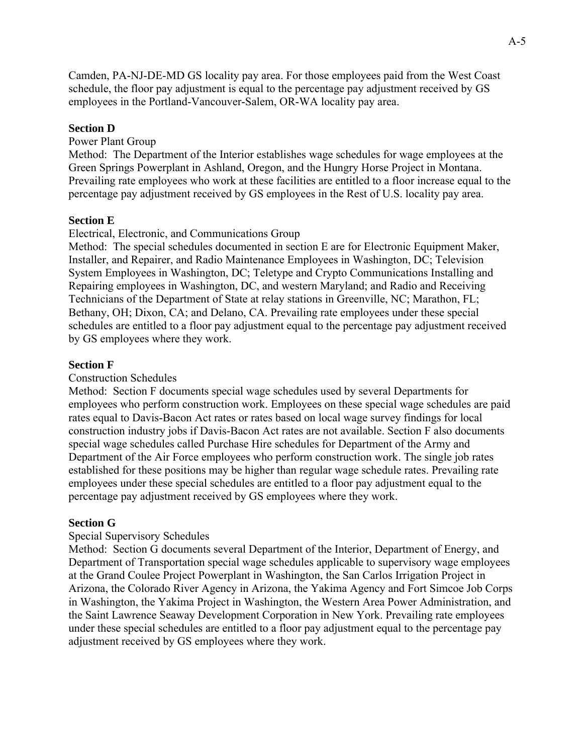Camden, PA-NJ-DE-MD GS locality pay area. For those employees paid from the West Coast schedule, the floor pay adjustment is equal to the percentage pay adjustment received by GS employees in the Portland-Vancouver-Salem, OR-WA locality pay area.

**Section D**

Power Plant Group

Method: The Department of the Interior establishes wage schedules for wage employees at the Green Springs Powerplant in Ashland, Oregon, and the Hungry Horse Project in Montana. Prevailing rate employees who work at these facilities are entitled to a floor increase equal to the percentage pay adjustment received by GS employees in the Rest of U.S. locality pay area.

**Section E**

Electrical, Electronic, and Communications Group

Method: The special schedules documented in section E are for Electronic Equipment Maker, Installer, and Repairer, and Radio Maintenance Employees in Washington, DC; Television System Employees in Washington, DC; Teletype and Crypto Communications Installing and Repairing employees in Washington, DC, and western Maryland; and Radio and Receiving Technicians of the Department of State at relay stations in Greenville, NC; Marathon, FL; Bethany, OH; Dixon, CA; and Delano, CA. Prevailing rate employees under these special schedules are entitled to a floor pay adjustment equal to the percentage pay adjustment received by GS employees where they work.

**Section F**

Construction Schedules

Method: Section F documents special wage schedules used by several Departments for employees who perform construction work. Employees on these special wage schedules are paid rates equal to Davis-Bacon Act rates or rates based on local wage survey findings for local construction industry jobs if Davis-Bacon Act rates are not available. Section F also documents special wage schedules called Purchase Hire schedules for Department of the Army and Department of the Air Force employees who perform construction work. The single job rates established for these positions may be higher than regular wage schedule rates. Prevailing rate employees under these special schedules are entitled to a floor pay adjustment equal to the percentage pay adjustment received by GS employees where they work.

**Section G**

Special Supervisory Schedules

Method: Section G documents several Department of the Interior, Department of Energy, and Department of Transportation special wage schedules applicable to supervisory wage employees at the Grand Coulee Project Powerplant in Washington, the San Carlos Irrigation Project in Arizona, the Colorado River Agency in Arizona, the Yakima Agency and Fort Simcoe Job Corps in Washington, the Yakima Project in Washington, the Western Area Power Administration, and the Saint Lawrence Seaway Development Corporation in New York. Prevailing rate employees under these special schedules are entitled to a floor pay adjustment equal to the percentage pay adjustment received by GS employees where they work.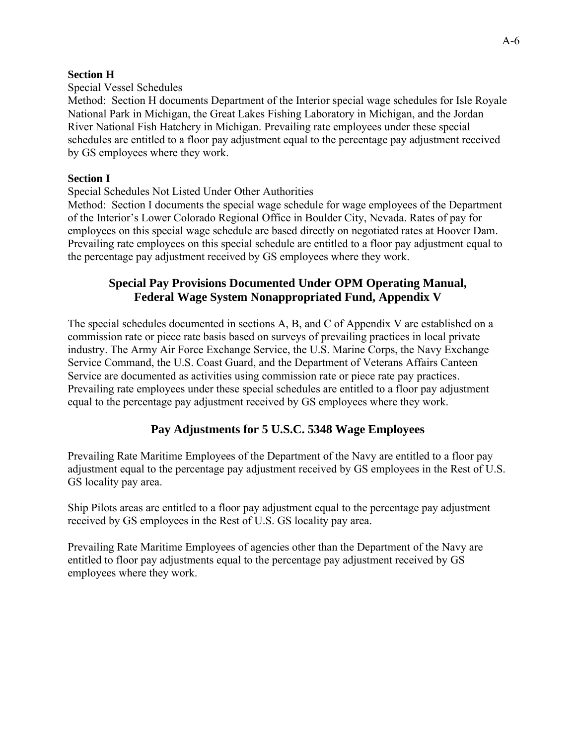**Section H**

Special Vessel Schedules

Method: Section H documents Department of the Interior special wage schedules for Isle Royale National Park in Michigan, the Great Lakes Fishing Laboratory in Michigan, and the Jordan River National Fish Hatchery in Michigan. Prevailing rate employees under these special schedules are entitled to a floor pay adjustment equal to the percentage pay adjustment received by GS employees where they work.

**Section I**

Special Schedules Not Listed Under Other Authorities

Method: Section I documents the special wage schedule for wage employees of the Department of the Interior's Lower Colorado Regional Office in Boulder City, Nevada. Rates of pay for employees on this special wage schedule are based directly on negotiated rates at Hoover Dam. Prevailing rate employees on this special schedule are entitled to a floor pay adjustment equal to the percentage pay adjustment received by GS employees where they work.

## Special Pay Provisions Documented Under OPM Operating Manual, Federal Wage System Nonappropriated Fund, Appendix V

The special schedules documented in sections A, B, and C of Appendix V are established on a commission rate or piece rate basis based on surveys of prevailing practices in local private industry. The Army Air Force Exchange Service, the U.S. Marine Corps, the Navy Exchange Service Command, the U.S. Coast Guard, and the Department of Veterans Affairs Canteen Service are documented as activities using commission rate or piece rate pay practices. Prevailing rate employees under these special schedules are entitled to a floor pay adjustment equal to the percentage pay adjustment received by GS employees where they work.

## Pay Adjustments for 5 U.S.C. 5348 Wage Employees

Prevailing Rate Maritime Employees of the Department of the Navy are entitled to a floor pay adjustment equal to the percentage pay adjustment received by GS employees in the Rest of U.S. GS locality pay area.

Ship Pilots areas are entitled to a floor pay adjustment equal to the percentage pay adjustment received by GS employees in the Rest of U.S. GS locality pay area.

Prevailing Rate Maritime Employees of agencies other than the Department of the Navy are entitled to floor pay adjustments equal to the percentage pay adjustment received by GS employees where they work.